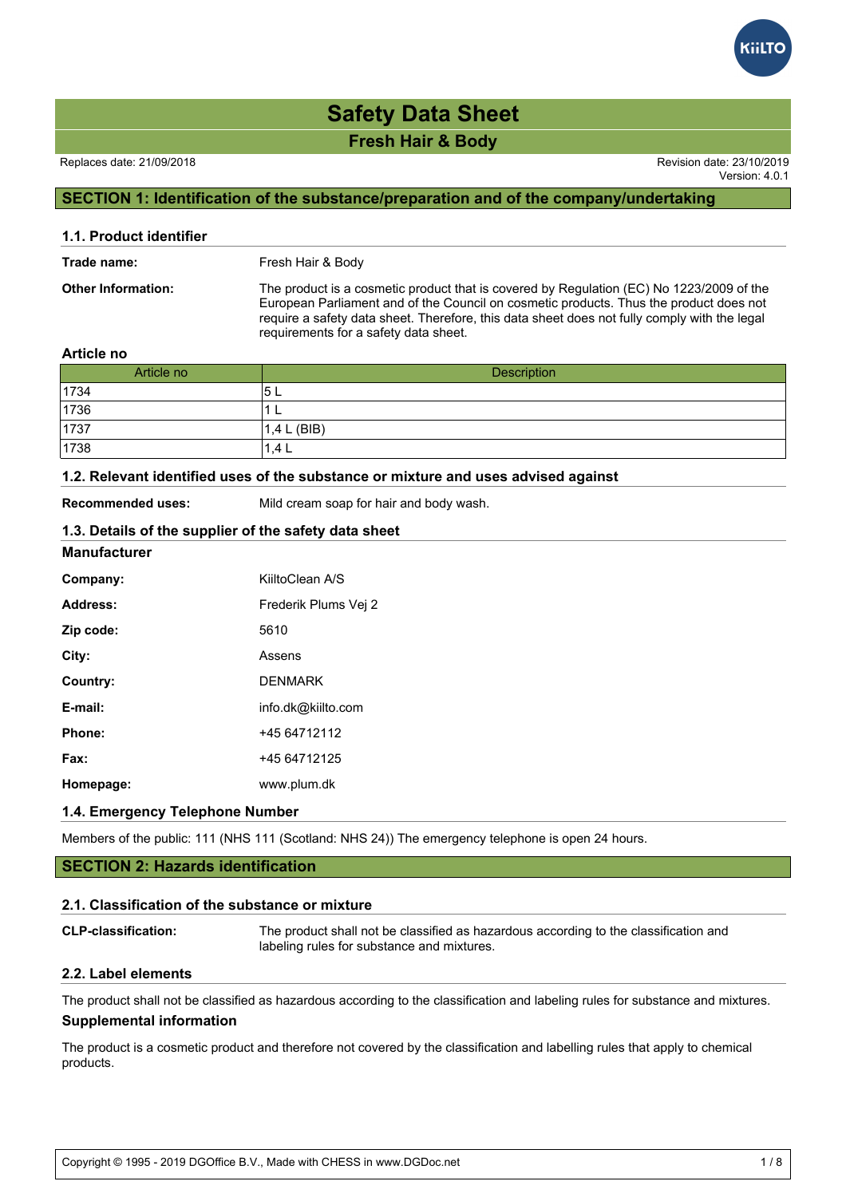# Safety Data Sheet

## Fresh Hair & Body

Replaces date: 21/09/2018

Revision date: 23/10/2019
Version: 4.0.1

## SECTION 1: Identification of the substance/preparation and of the company/undertaking

### 1.1. Product identifier

**Trade name:** Fresh Hair & Body

**Other Information:** The product is a cosmetic product that is covered by Regulation (EC) No 1223/2009 of the European Parliament and of the Council on cosmetic products. Thus the product does not require a safety data sheet. Therefore, this data sheet does not fully comply with the legal requirements for a safety data sheet.

**Article no**

| Article no | Description |
|---|---|
| 1734 | 5 L |
| 1736 | 1 L |
| 1737 | 1,4 L (BIB) |
| 1738 | 1,4 L |

### 1.2. Relevant identified uses of the substance or mixture and uses advised against

**Recommended uses:** Mild cream soap for hair and body wash.

### 1.3. Details of the supplier of the safety data sheet

**Manufacturer**

**Company:** KiiltoClean A/S

**Address:** Frederik Plums Vej 2

**Zip code:** 5610

**City:** Assens

**Country:** DENMARK

**E-mail:** info.dk@kiilto.com

**Phone:** +45 64712112

**Fax:** +45 64712125

**Homepage:** www.plum.dk

### 1.4. Emergency Telephone Number

Members of the public: 111 (NHS 111 (Scotland: NHS 24)) The emergency telephone is open 24 hours.

## SECTION 2: Hazards identification

### 2.1. Classification of the substance or mixture

**CLP-classification:** The product shall not be classified as hazardous according to the classification and labeling rules for substance and mixtures.

### 2.2. Label elements

The product shall not be classified as hazardous according to the classification and labeling rules for substance and mixtures.

**Supplemental information**

The product is a cosmetic product and therefore not covered by the classification and labelling rules that apply to chemical products.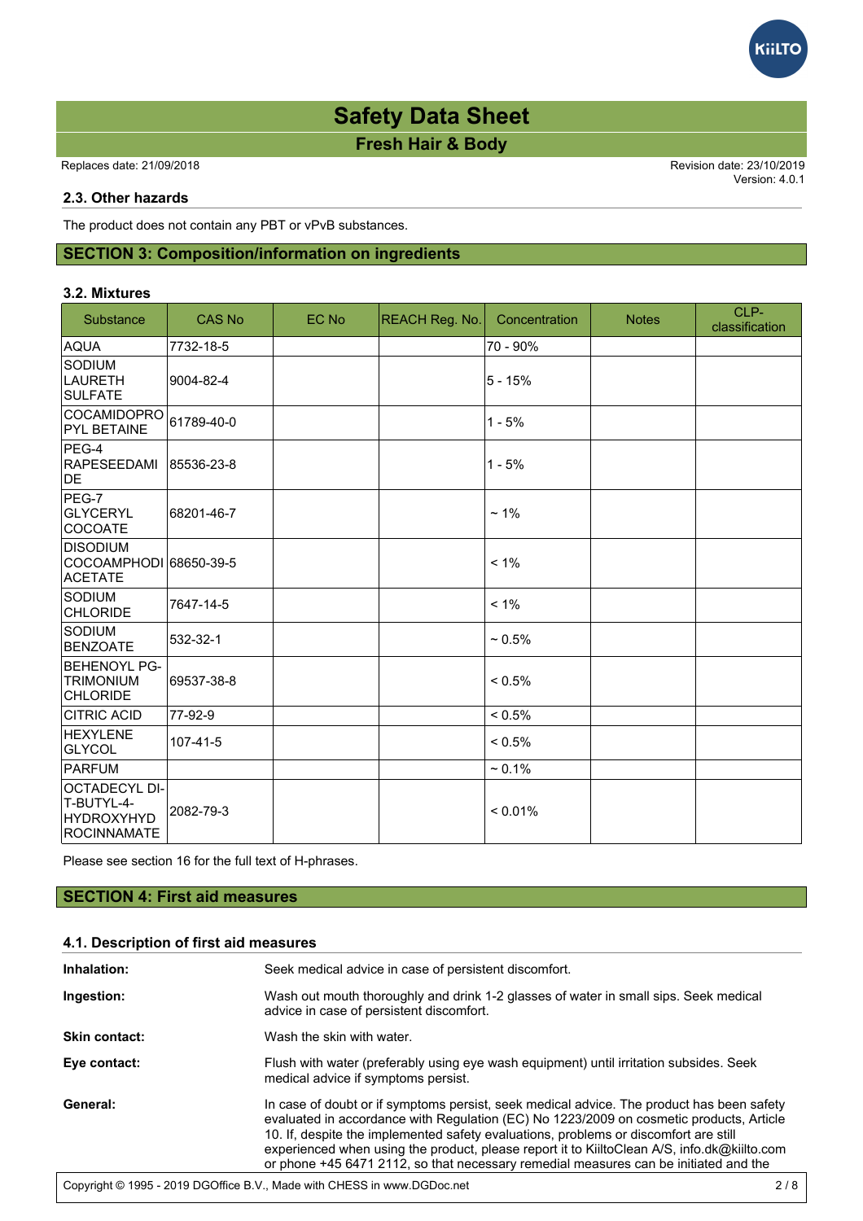### 2.3. Other hazards

The product does not contain any PBT or vPvB substances.

## SECTION 3: Composition/information on ingredients

### 3.2. Mixtures

| Substance | CAS No | EC No | REACH Reg. No. | Concentration | Notes | CLP-classification |
|---|---|---|---|---|---|---|
| AQUA | 7732-18-5 | | | 70 - 90% | | |
| SODIUM LAURETH SULFATE | 9004-82-4 | | | 5 - 15% | | |
| COCAMIDOPROPYL BETAINE | 61789-40-0 | | | 1 - 5% | | |
| PEG-4 RAPESEEDAMIDE | 85536-23-8 | | | 1 - 5% | | |
| PEG-7 GLYCERYL COCOATE | 68201-46-7 | | | ~ 1% | | |
| DISODIUM COCOAMPHODIACETATE | 68650-39-5 | | | < 1% | | |
| SODIUM CHLORIDE | 7647-14-5 | | | < 1% | | |
| SODIUM BENZOATE | 532-32-1 | | | ~ 0.5% | | |
| BEHENOYL PG-TRIMONIUM CHLORIDE | 69537-38-8 | | | < 0.5% | | |
| CITRIC ACID | 77-92-9 | | | < 0.5% | | |
| HEXYLENE GLYCOL | 107-41-5 | | | < 0.5% | | |
| PARFUM | | | | ~ 0.1% | | |
| OCTADECYL DI-T-BUTYL-4-HYDROXYHYDROCINNAMATE | 2082-79-3 | | | < 0.01% | | |

Please see section 16 for the full text of H-phrases.

## SECTION 4: First aid measures

### 4.1. Description of first aid measures

**Inhalation:** Seek medical advice in case of persistent discomfort.

**Ingestion:** Wash out mouth thoroughly and drink 1-2 glasses of water in small sips. Seek medical advice in case of persistent discomfort.

**Skin contact:** Wash the skin with water.

**Eye contact:** Flush with water (preferably using eye wash equipment) until irritation subsides. Seek medical advice if symptoms persist.

**General:** In case of doubt or if symptoms persist, seek medical advice. The product has been safety evaluated in accordance with Regulation (EC) No 1223/2009 on cosmetic products, Article 10. If, despite the implemented safety evaluations, problems or discomfort are still experienced when using the product, please report it to KiiltoClean A/S, info.dk@kiilto.com or phone +45 6471 2112, so that necessary remedial measures can be initiated and the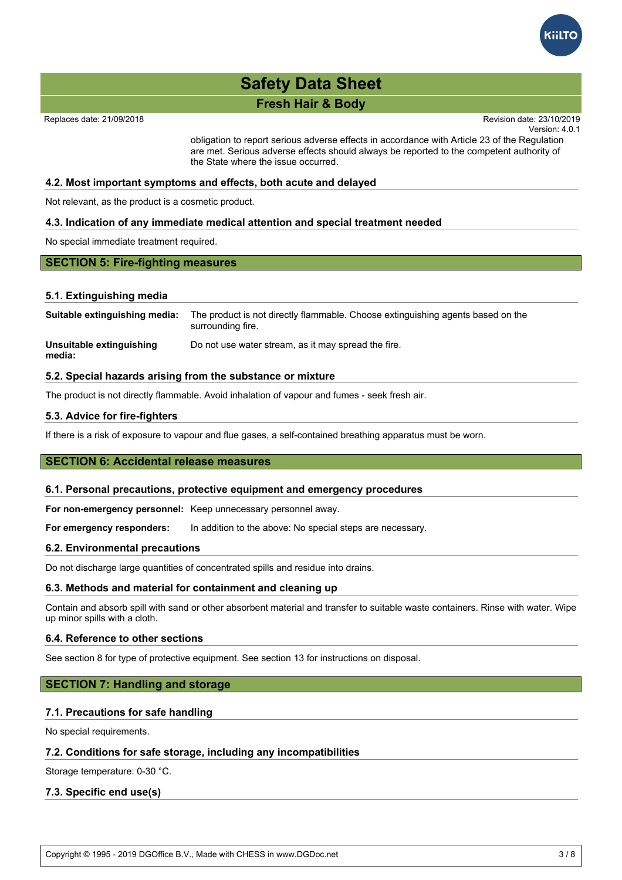obligation to report serious adverse effects in accordance with Article 23 of the Regulation are met. Serious adverse effects should always be reported to the competent authority of the State where the issue occurred.

### 4.2. Most important symptoms and effects, both acute and delayed

Not relevant, as the product is a cosmetic product.

### 4.3. Indication of any immediate medical attention and special treatment needed

No special immediate treatment required.

## SECTION 5: Fire-fighting measures

### 5.1. Extinguishing media

**Suitable extinguishing media:** The product is not directly flammable. Choose extinguishing agents based on the surrounding fire.

**Unsuitable extinguishing media:** Do not use water stream, as it may spread the fire.

### 5.2. Special hazards arising from the substance or mixture

The product is not directly flammable. Avoid inhalation of vapour and fumes - seek fresh air.

### 5.3. Advice for fire-fighters

If there is a risk of exposure to vapour and flue gases, a self-contained breathing apparatus must be worn.

## SECTION 6: Accidental release measures

### 6.1. Personal precautions, protective equipment and emergency procedures

**For non-emergency personnel:** Keep unnecessary personnel away.

**For emergency responders:** In addition to the above: No special steps are necessary.

### 6.2. Environmental precautions

Do not discharge large quantities of concentrated spills and residue into drains.

### 6.3. Methods and material for containment and cleaning up

Contain and absorb spill with sand or other absorbent material and transfer to suitable waste containers. Rinse with water. Wipe up minor spills with a cloth.

### 6.4. Reference to other sections

See section 8 for type of protective equipment. See section 13 for instructions on disposal.

## SECTION 7: Handling and storage

### 7.1. Precautions for safe handling

No special requirements.

### 7.2. Conditions for safe storage, including any incompatibilities

Storage temperature: 0-30 °C.

### 7.3. Specific end use(s)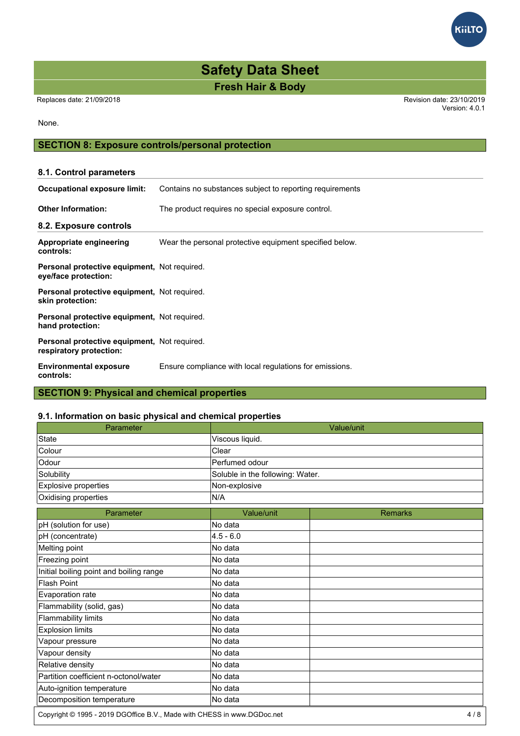None.

## SECTION 8: Exposure controls/personal protection

### 8.1. Control parameters

**Occupational exposure limit:** Contains no substances subject to reporting requirements

**Other Information:** The product requires no special exposure control.

### 8.2. Exposure controls

**Appropriate engineering controls:** Wear the personal protective equipment specified below.

**Personal protective equipment, eye/face protection:** Not required.

**Personal protective equipment, skin protection:** Not required.

**Personal protective equipment, hand protection:** Not required.

**Personal protective equipment, respiratory protection:** Not required.

**Environmental exposure controls:** Ensure compliance with local regulations for emissions.

## SECTION 9: Physical and chemical properties

### 9.1. Information on basic physical and chemical properties

| Parameter | Value/unit |
|---|---|
| State | Viscous liquid. |
| Colour | Clear |
| Odour | Perfumed odour |
| Solubility | Soluble in the following: Water. |
| Explosive properties | Non-explosive |
| Oxidising properties | N/A |

| Parameter | Value/unit | Remarks |
|---|---|---|
| pH (solution for use) | No data | |
| pH (concentrate) | 4.5 - 6.0 | |
| Melting point | No data | |
| Freezing point | No data | |
| Initial boiling point and boiling range | No data | |
| Flash Point | No data | |
| Evaporation rate | No data | |
| Flammability (solid, gas) | No data | |
| Flammability limits | No data | |
| Explosion limits | No data | |
| Vapour pressure | No data | |
| Vapour density | No data | |
| Relative density | No data | |
| Partition coefficient n-octonol/water | No data | |
| Auto-ignition temperature | No data | |
| Decomposition temperature | No data | |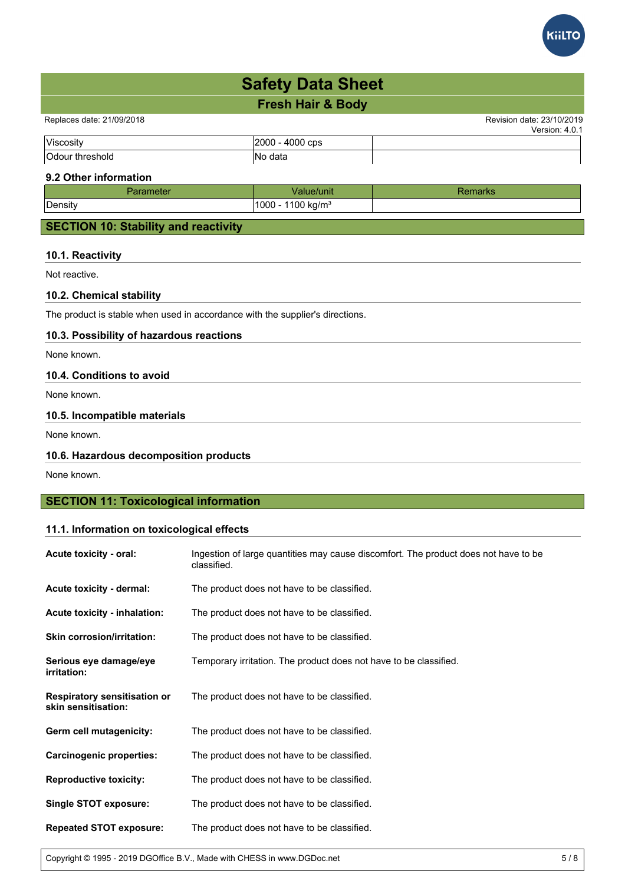| Viscosity | 2000 - 4000 cps | |
|---|---|---|
| Odour threshold | No data | |

### 9.2 Other information

| Parameter | Value/unit | Remarks |
|---|---|---|
| Density | 1000 - 1100 kg/m³ | |

## SECTION 10: Stability and reactivity

### 10.1. Reactivity

Not reactive.

### 10.2. Chemical stability

The product is stable when used in accordance with the supplier's directions.

### 10.3. Possibility of hazardous reactions

None known.

### 10.4. Conditions to avoid

None known.

### 10.5. Incompatible materials

None known.

### 10.6. Hazardous decomposition products

None known.

## SECTION 11: Toxicological information

### 11.1. Information on toxicological effects

**Acute toxicity - oral:** Ingestion of large quantities may cause discomfort. The product does not have to be classified.

**Acute toxicity - dermal:** The product does not have to be classified.

**Acute toxicity - inhalation:** The product does not have to be classified.

**Skin corrosion/irritation:** The product does not have to be classified.

**Serious eye damage/eye irritation:** Temporary irritation. The product does not have to be classified.

**Respiratory sensitisation or skin sensitisation:** The product does not have to be classified.

**Germ cell mutagenicity:** The product does not have to be classified.

**Carcinogenic properties:** The product does not have to be classified.

**Reproductive toxicity:** The product does not have to be classified.

**Single STOT exposure:** The product does not have to be classified.

**Repeated STOT exposure:** The product does not have to be classified.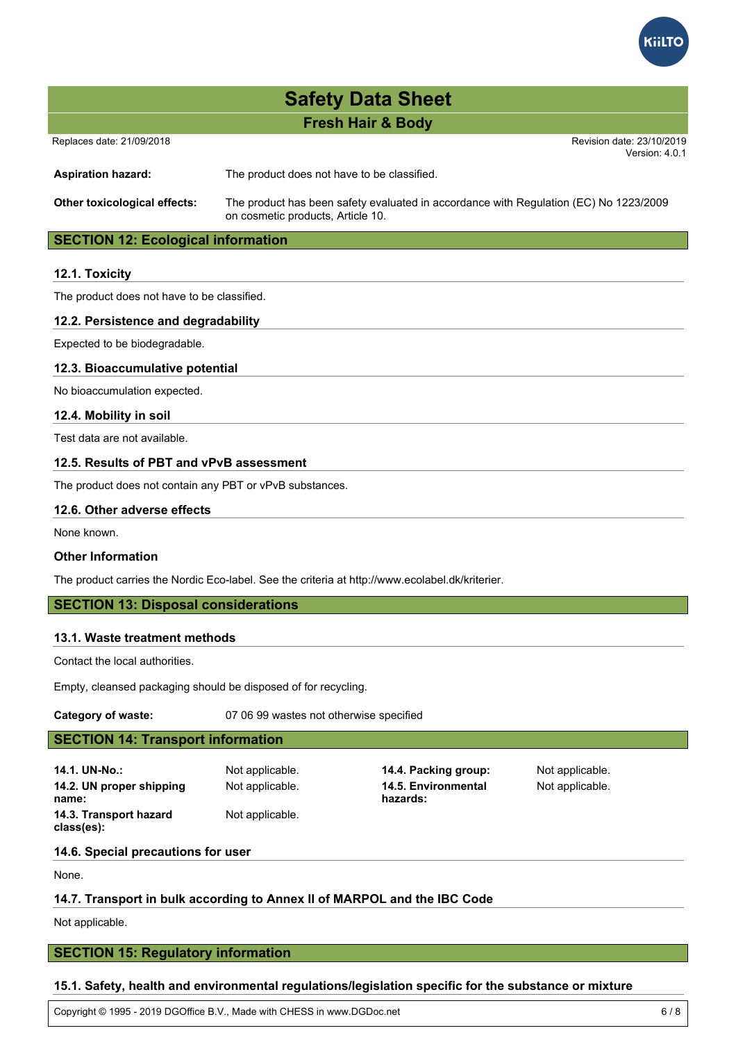**Aspiration hazard:** The product does not have to be classified.

**Other toxicological effects:** The product has been safety evaluated in accordance with Regulation (EC) No 1223/2009 on cosmetic products, Article 10.

## SECTION 12: Ecological information

### 12.1. Toxicity

The product does not have to be classified.

### 12.2. Persistence and degradability

Expected to be biodegradable.

### 12.3. Bioaccumulative potential

No bioaccumulation expected.

### 12.4. Mobility in soil

Test data are not available.

### 12.5. Results of PBT and vPvB assessment

The product does not contain any PBT or vPvB substances.

### 12.6. Other adverse effects

None known.

### Other Information

The product carries the Nordic Eco-label. See the criteria at http://www.ecolabel.dk/kriterier.

## SECTION 13: Disposal considerations

### 13.1. Waste treatment methods

Contact the local authorities.

Empty, cleansed packaging should be disposed of for recycling.

**Category of waste:** 07 06 99 wastes not otherwise specified

## SECTION 14: Transport information

| | | | |
|---|---|---|---|
| **14.1. UN-No.:** | Not applicable. | **14.4. Packing group:** | Not applicable. |
| **14.2. UN proper shipping name:** | Not applicable. | **14.5. Environmental hazards:** | Not applicable. |
| **14.3. Transport hazard class(es):** | Not applicable. | | |

### 14.6. Special precautions for user

None.

### 14.7. Transport in bulk according to Annex II of MARPOL and the IBC Code

Not applicable.

## SECTION 15: Regulatory information

### 15.1. Safety, health and environmental regulations/legislation specific for the substance or mixture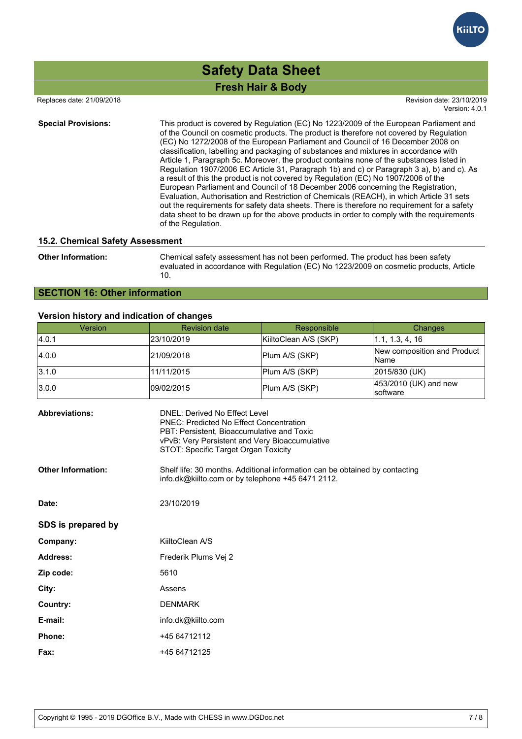**Special Provisions:** This product is covered by Regulation (EC) No 1223/2009 of the European Parliament and of the Council on cosmetic products. The product is therefore not covered by Regulation (EC) No 1272/2008 of the European Parliament and Council of 16 December 2008 on classification, labelling and packaging of substances and mixtures in accordance with Article 1, Paragraph 5c. Moreover, the product contains none of the substances listed in Regulation 1907/2006 EC Article 31, Paragraph 1b) and c) or Paragraph 3 a), b) and c). As a result of this the product is not covered by Regulation (EC) No 1907/2006 of the European Parliament and Council of 18 December 2006 concerning the Registration, Evaluation, Authorisation and Restriction of Chemicals (REACH), in which Article 31 sets out the requirements for safety data sheets. There is therefore no requirement for a safety data sheet to be drawn up for the above products in order to comply with the requirements of the Regulation.

### 15.2. Chemical Safety Assessment

**Other Information:** Chemical safety assessment has not been performed. The product has been safety evaluated in accordance with Regulation (EC) No 1223/2009 on cosmetic products, Article 10.

## SECTION 16: Other information

### Version history and indication of changes

| Version | Revision date | Responsible | Changes |
|---|---|---|---|
| 4.0.1 | 23/10/2019 | KiiltoClean A/S (SKP) | 1.1, 1.3, 4, 16 |
| 4.0.0 | 21/09/2018 | Plum A/S (SKP) | New composition and Product Name |
| 3.1.0 | 11/11/2015 | Plum A/S (SKP) | 2015/830 (UK) |
| 3.0.0 | 09/02/2015 | Plum A/S (SKP) | 453/2010 (UK) and new software |

**Abbreviations:**
DNEL: Derived No Effect Level
PNEC: Predicted No Effect Concentration
PBT: Persistent, Bioaccumulative and Toxic
vPvB: Very Persistent and Very Bioaccumulative
STOT: Specific Target Organ Toxicity

**Other Information:** Shelf life: 30 months. Additional information can be obtained by contacting info.dk@kiilto.com or by telephone +45 6471 2112.

**Date:** 23/10/2019

### SDS is prepared by

**Company:** KiiltoClean A/S

**Address:** Frederik Plums Vej 2

**Zip code:** 5610

**City:** Assens

**Country:** DENMARK

**E-mail:** info.dk@kiilto.com

**Phone:** +45 64712112

**Fax:** +45 64712125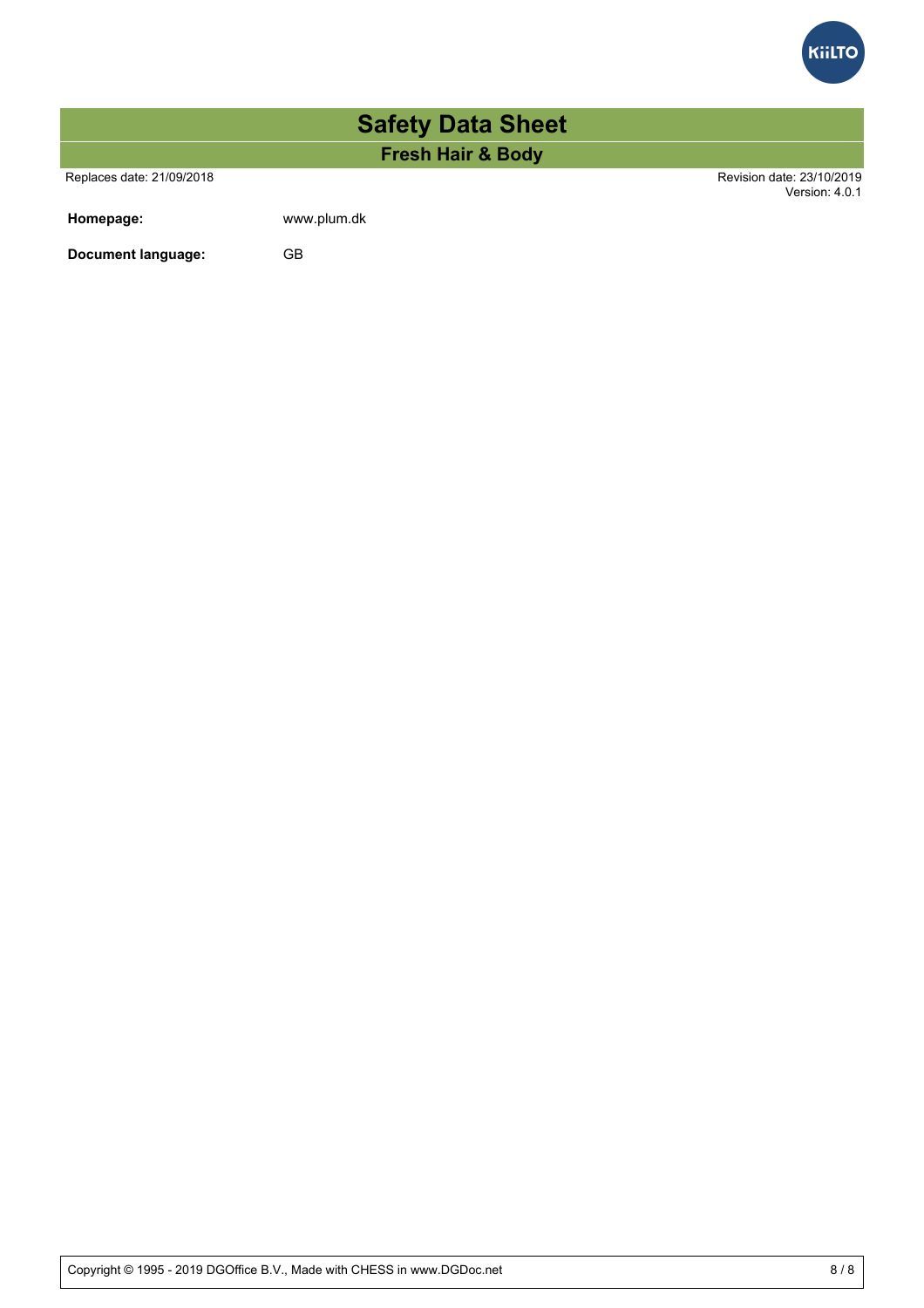**Homepage:** www.plum.dk

**Document language:** GB